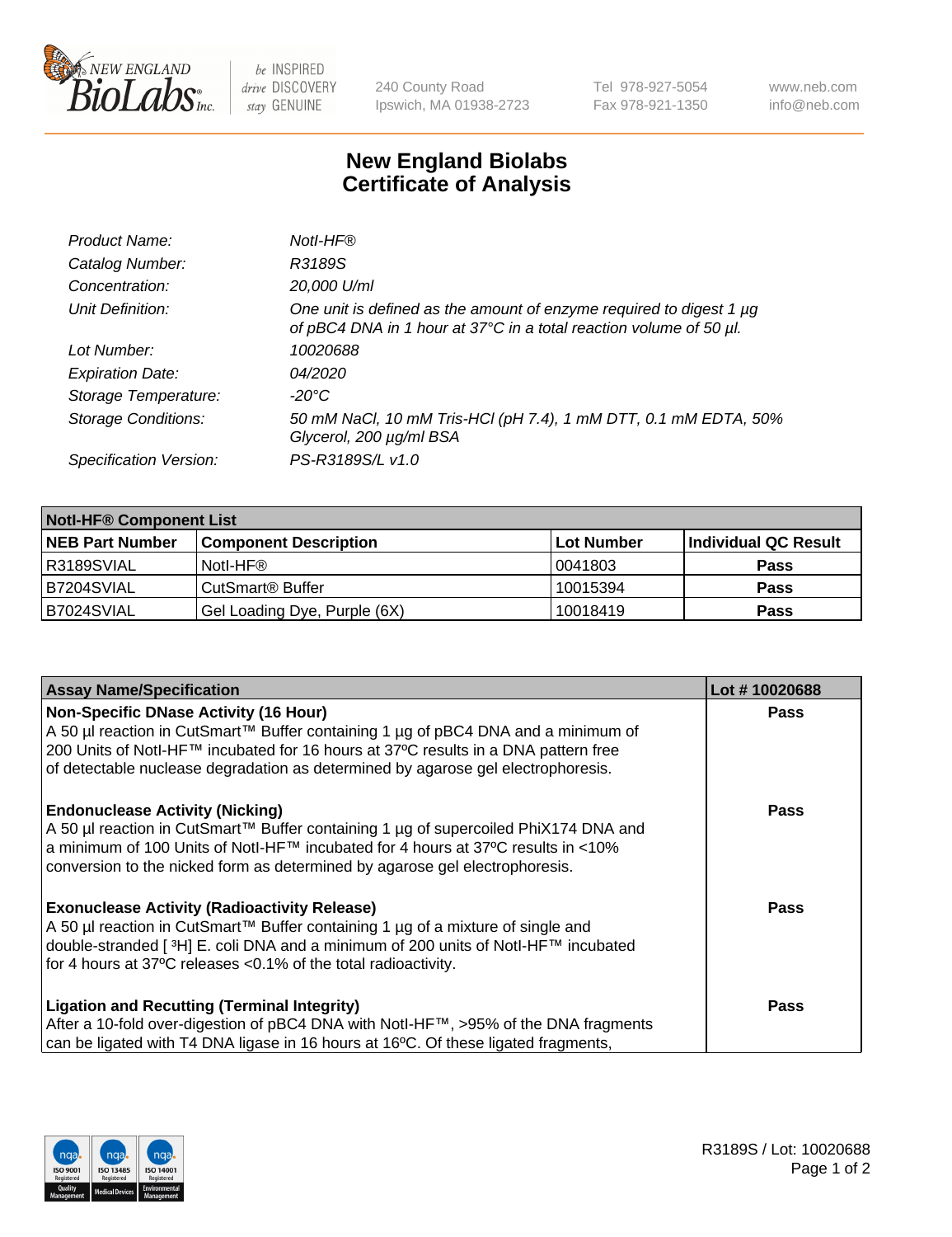240 County Road
Ipswich, MA 01938-2723

Tel 978-927-5054
Fax 978-921-1350

www.neb.com
info@neb.com

# New England Biolabs Certificate of Analysis

| | |
|---|---|
| *Product Name:* | *NotI-HF®* |
| *Catalog Number:* | *R3189S* |
| *Concentration:* | *20,000 U/ml* |
| *Unit Definition:* | *One unit is defined as the amount of enzyme required to digest 1 µg of pBC4 DNA in 1 hour at 37°C in a total reaction volume of 50 µl.* |
| *Lot Number:* | *10020688* |
| *Expiration Date:* | *04/2020* |
| *Storage Temperature:* | *-20°C* |
| *Storage Conditions:* | *50 mM NaCl, 10 mM Tris-HCl (pH 7.4), 1 mM DTT, 0.1 mM EDTA, 50% Glycerol, 200 µg/ml BSA* |
| *Specification Version:* | *PS-R3189S/L v1.0* |

| **NotI-HF® Component List** | | | |
|---|---|---|---|
| **NEB Part Number** | **Component Description** | **Lot Number** | **Individual QC Result** |
| R3189SVIAL | NotI-HF® | 0041803 | **Pass** |
| B7204SVIAL | CutSmart® Buffer | 10015394 | **Pass** |
| B7024SVIAL | Gel Loading Dye, Purple (6X) | 10018419 | **Pass** |

| Assay Name/Specification | Lot # 10020688 |
|---|---|
| **Non-Specific DNase Activity (16 Hour)**<br>A 50 µl reaction in CutSmart™ Buffer containing 1 µg of pBC4 DNA and a minimum of 200 Units of NotI-HF™ incubated for 16 hours at 37ºC results in a DNA pattern free of detectable nuclease degradation as determined by agarose gel electrophoresis. | **Pass** |
| **Endonuclease Activity (Nicking)**<br>A 50 µl reaction in CutSmart™ Buffer containing 1 µg of supercoiled PhiX174 DNA and a minimum of 100 Units of NotI-HF™ incubated for 4 hours at 37ºC results in <10% conversion to the nicked form as determined by agarose gel electrophoresis. | **Pass** |
| **Exonuclease Activity (Radioactivity Release)**<br>A 50 µl reaction in CutSmart™ Buffer containing 1 µg of a mixture of single and double-stranded [ $^{3}$H] E. coli DNA and a minimum of 200 units of NotI-HF™ incubated for 4 hours at 37ºC releases <0.1% of the total radioactivity. | **Pass** |
| **Ligation and Recutting (Terminal Integrity)**<br>After a 10-fold over-digestion of pBC4 DNA with NotI-HF™, >95% of the DNA fragments can be ligated with T4 DNA ligase in 16 hours at 16ºC. Of these ligated fragments, | **Pass** |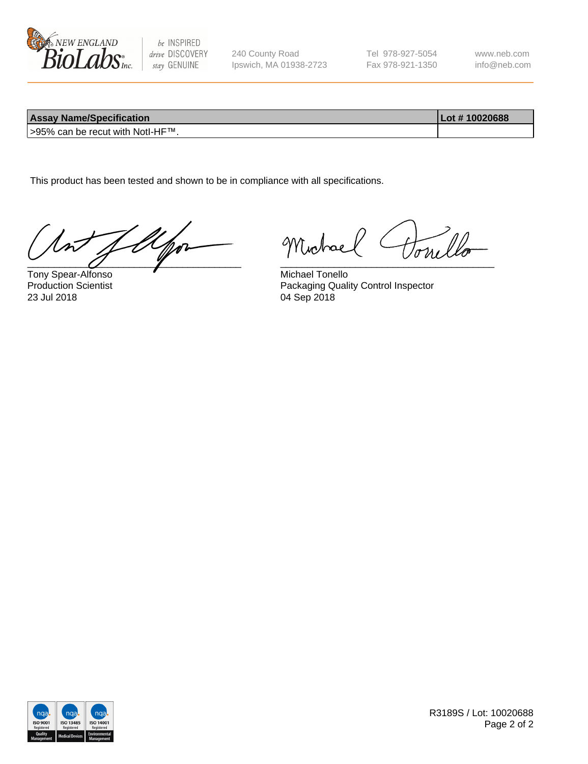New England BioLabs Inc. — be INSPIRED drive DISCOVERY stay GENUINE

240 County Road
Ipswich, MA 01938-2723

Tel 978-927-5054
Fax 978-921-1350

www.neb.com
info@neb.com

| Assay Name/Specification | Lot # 10020688 |
| --- | --- |
| >95% can be recut with NotI-HF™. | |

This product has been tested and shown to be in compliance with all specifications.

Tony Spear-Alfonso
Production Scientist
23 Jul 2018

Michael Tonello
Packaging Quality Control Inspector
04 Sep 2018

R3189S / Lot: 10020688